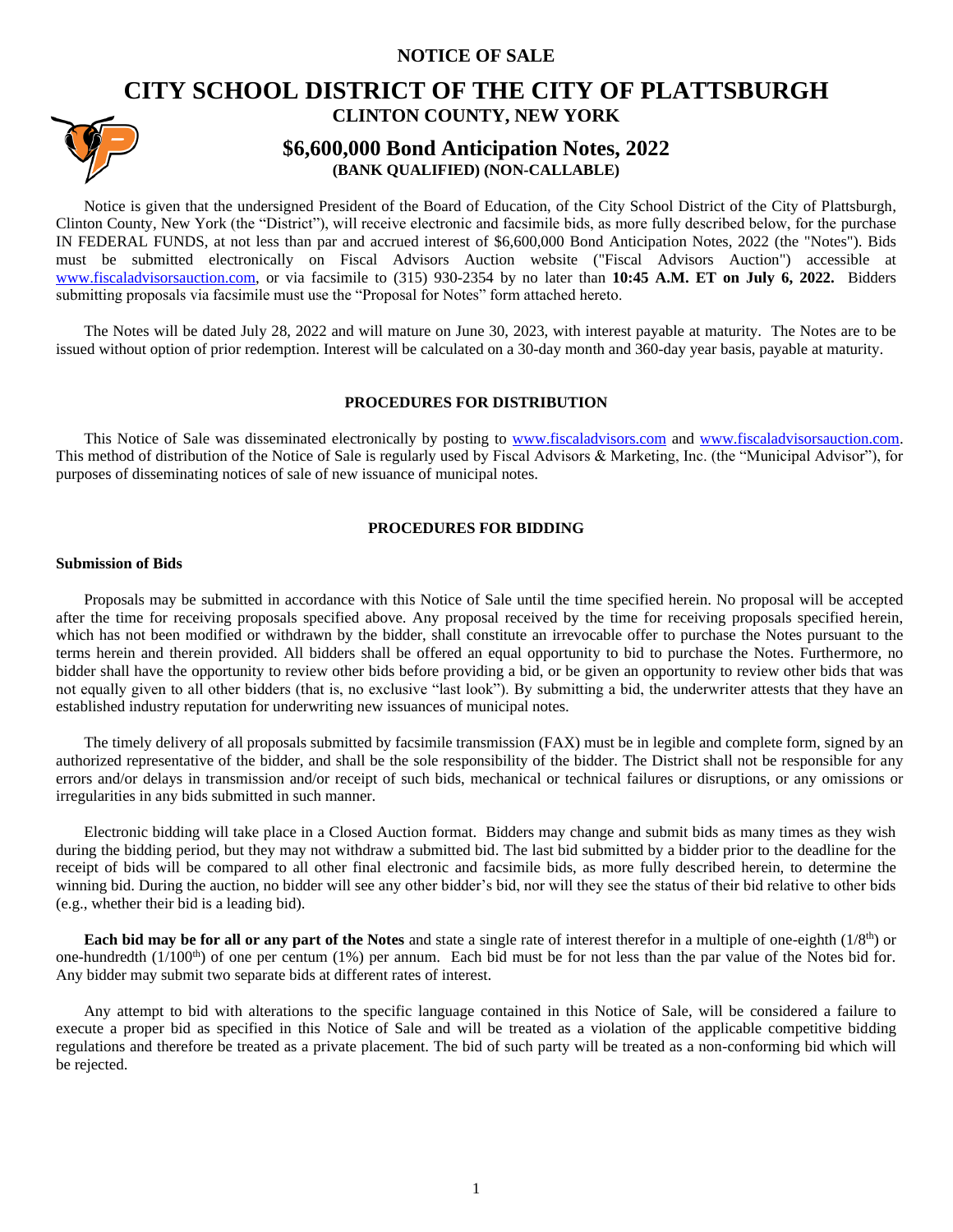# NOTICE OF SALE

# CITY SCHOOL DISTRICT OF THE CITY OF PLATTSBURGH

## CLINTON COUNTY, NEW YORK

## $6,600,000 Bond Anticipation Notes, 2022

### (BANK QUALIFIED) (NON-CALLABLE)

Notice is given that the undersigned President of the Board of Education, of the City School District of the City of Plattsburgh, Clinton County, New York (the "District"), will receive electronic and facsimile bids, as more fully described below, for the purchase IN FEDERAL FUNDS, at not less than par and accrued interest of $6,600,000 Bond Anticipation Notes, 2022 (the "Notes"). Bids must be submitted electronically on Fiscal Advisors Auction website ("Fiscal Advisors Auction") accessible at www.fiscaladvisorsauction.com, or via facsimile to (315) 930-2354 by no later than **10:45 A.M. ET on July 6, 2022.** Bidders submitting proposals via facsimile must use the "Proposal for Notes" form attached hereto.

The Notes will be dated July 28, 2022 and will mature on June 30, 2023, with interest payable at maturity. The Notes are to be issued without option of prior redemption. Interest will be calculated on a 30-day month and 360-day year basis, payable at maturity.

**PROCEDURES FOR DISTRIBUTION**

This Notice of Sale was disseminated electronically by posting to www.fiscaladvisors.com and www.fiscaladvisorsauction.com. This method of distribution of the Notice of Sale is regularly used by Fiscal Advisors & Marketing, Inc. (the "Municipal Advisor"), for purposes of disseminating notices of sale of new issuance of municipal notes.

**PROCEDURES FOR BIDDING**

**Submission of Bids**

Proposals may be submitted in accordance with this Notice of Sale until the time specified herein. No proposal will be accepted after the time for receiving proposals specified above. Any proposal received by the time for receiving proposals specified herein, which has not been modified or withdrawn by the bidder, shall constitute an irrevocable offer to purchase the Notes pursuant to the terms herein and therein provided. All bidders shall be offered an equal opportunity to bid to purchase the Notes. Furthermore, no bidder shall have the opportunity to review other bids before providing a bid, or be given an opportunity to review other bids that was not equally given to all other bidders (that is, no exclusive "last look"). By submitting a bid, the underwriter attests that they have an established industry reputation for underwriting new issuances of municipal notes.

The timely delivery of all proposals submitted by facsimile transmission (FAX) must be in legible and complete form, signed by an authorized representative of the bidder, and shall be the sole responsibility of the bidder. The District shall not be responsible for any errors and/or delays in transmission and/or receipt of such bids, mechanical or technical failures or disruptions, or any omissions or irregularities in any bids submitted in such manner.

Electronic bidding will take place in a Closed Auction format. Bidders may change and submit bids as many times as they wish during the bidding period, but they may not withdraw a submitted bid. The last bid submitted by a bidder prior to the deadline for the receipt of bids will be compared to all other final electronic and facsimile bids, as more fully described herein, to determine the winning bid. During the auction, no bidder will see any other bidder's bid, nor will they see the status of their bid relative to other bids (e.g., whether their bid is a leading bid).

**Each bid may be for all or any part of the Notes** and state a single rate of interest therefor in a multiple of one-eighth (1/8th) or one-hundredth (1/100th) of one per centum (1%) per annum. Each bid must be for not less than the par value of the Notes bid for. Any bidder may submit two separate bids at different rates of interest.

Any attempt to bid with alterations to the specific language contained in this Notice of Sale, will be considered a failure to execute a proper bid as specified in this Notice of Sale and will be treated as a violation of the applicable competitive bidding regulations and therefore be treated as a private placement. The bid of such party will be treated as a non-conforming bid which will be rejected.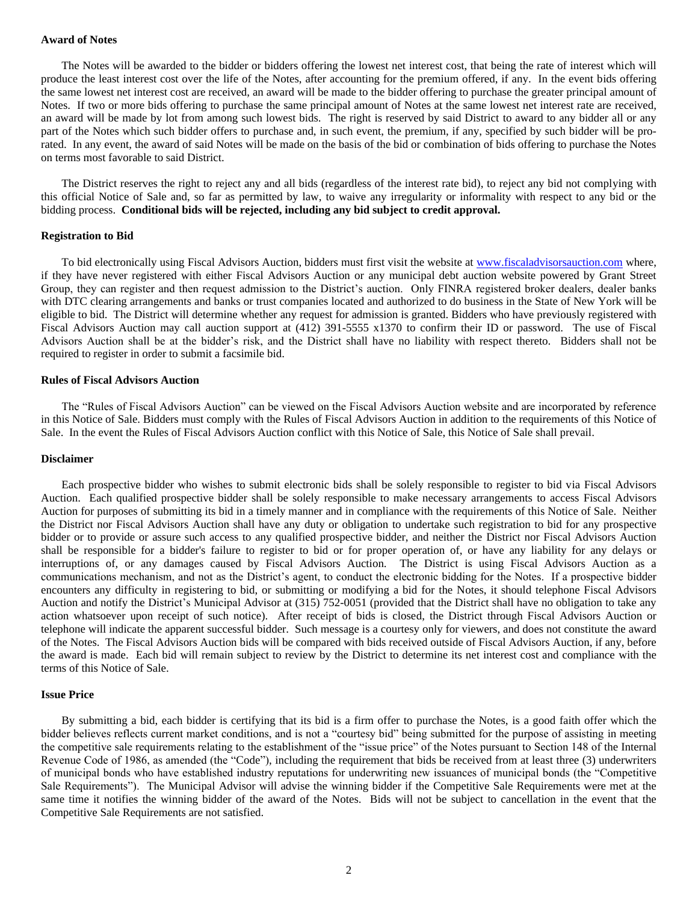**Award of Notes**

The Notes will be awarded to the bidder or bidders offering the lowest net interest cost, that being the rate of interest which will produce the least interest cost over the life of the Notes, after accounting for the premium offered, if any. In the event bids offering the same lowest net interest cost are received, an award will be made to the bidder offering to purchase the greater principal amount of Notes. If two or more bids offering to purchase the same principal amount of Notes at the same lowest net interest rate are received, an award will be made by lot from among such lowest bids. The right is reserved by said District to award to any bidder all or any part of the Notes which such bidder offers to purchase and, in such event, the premium, if any, specified by such bidder will be pro-rated. In any event, the award of said Notes will be made on the basis of the bid or combination of bids offering to purchase the Notes on terms most favorable to said District.

The District reserves the right to reject any and all bids (regardless of the interest rate bid), to reject any bid not complying with this official Notice of Sale and, so far as permitted by law, to waive any irregularity or informality with respect to any bid or the bidding process. **Conditional bids will be rejected, including any bid subject to credit approval.**

**Registration to Bid**

To bid electronically using Fiscal Advisors Auction, bidders must first visit the website at www.fiscaladvisorsauction.com where, if they have never registered with either Fiscal Advisors Auction or any municipal debt auction website powered by Grant Street Group, they can register and then request admission to the District's auction. Only FINRA registered broker dealers, dealer banks with DTC clearing arrangements and banks or trust companies located and authorized to do business in the State of New York will be eligible to bid. The District will determine whether any request for admission is granted. Bidders who have previously registered with Fiscal Advisors Auction may call auction support at (412) 391-5555 x1370 to confirm their ID or password. The use of Fiscal Advisors Auction shall be at the bidder's risk, and the District shall have no liability with respect thereto. Bidders shall not be required to register in order to submit a facsimile bid.

**Rules of Fiscal Advisors Auction**

The "Rules of Fiscal Advisors Auction" can be viewed on the Fiscal Advisors Auction website and are incorporated by reference in this Notice of Sale. Bidders must comply with the Rules of Fiscal Advisors Auction in addition to the requirements of this Notice of Sale. In the event the Rules of Fiscal Advisors Auction conflict with this Notice of Sale, this Notice of Sale shall prevail.

**Disclaimer**

Each prospective bidder who wishes to submit electronic bids shall be solely responsible to register to bid via Fiscal Advisors Auction. Each qualified prospective bidder shall be solely responsible to make necessary arrangements to access Fiscal Advisors Auction for purposes of submitting its bid in a timely manner and in compliance with the requirements of this Notice of Sale. Neither the District nor Fiscal Advisors Auction shall have any duty or obligation to undertake such registration to bid for any prospective bidder or to provide or assure such access to any qualified prospective bidder, and neither the District nor Fiscal Advisors Auction shall be responsible for a bidder's failure to register to bid or for proper operation of, or have any liability for any delays or interruptions of, or any damages caused by Fiscal Advisors Auction. The District is using Fiscal Advisors Auction as a communications mechanism, and not as the District's agent, to conduct the electronic bidding for the Notes. If a prospective bidder encounters any difficulty in registering to bid, or submitting or modifying a bid for the Notes, it should telephone Fiscal Advisors Auction and notify the District's Municipal Advisor at (315) 752-0051 (provided that the District shall have no obligation to take any action whatsoever upon receipt of such notice). After receipt of bids is closed, the District through Fiscal Advisors Auction or telephone will indicate the apparent successful bidder. Such message is a courtesy only for viewers, and does not constitute the award of the Notes. The Fiscal Advisors Auction bids will be compared with bids received outside of Fiscal Advisors Auction, if any, before the award is made. Each bid will remain subject to review by the District to determine its net interest cost and compliance with the terms of this Notice of Sale.

**Issue Price**

By submitting a bid, each bidder is certifying that its bid is a firm offer to purchase the Notes, is a good faith offer which the bidder believes reflects current market conditions, and is not a "courtesy bid" being submitted for the purpose of assisting in meeting the competitive sale requirements relating to the establishment of the "issue price" of the Notes pursuant to Section 148 of the Internal Revenue Code of 1986, as amended (the "Code"), including the requirement that bids be received from at least three (3) underwriters of municipal bonds who have established industry reputations for underwriting new issuances of municipal bonds (the "Competitive Sale Requirements"). The Municipal Advisor will advise the winning bidder if the Competitive Sale Requirements were met at the same time it notifies the winning bidder of the award of the Notes. Bids will not be subject to cancellation in the event that the Competitive Sale Requirements are not satisfied.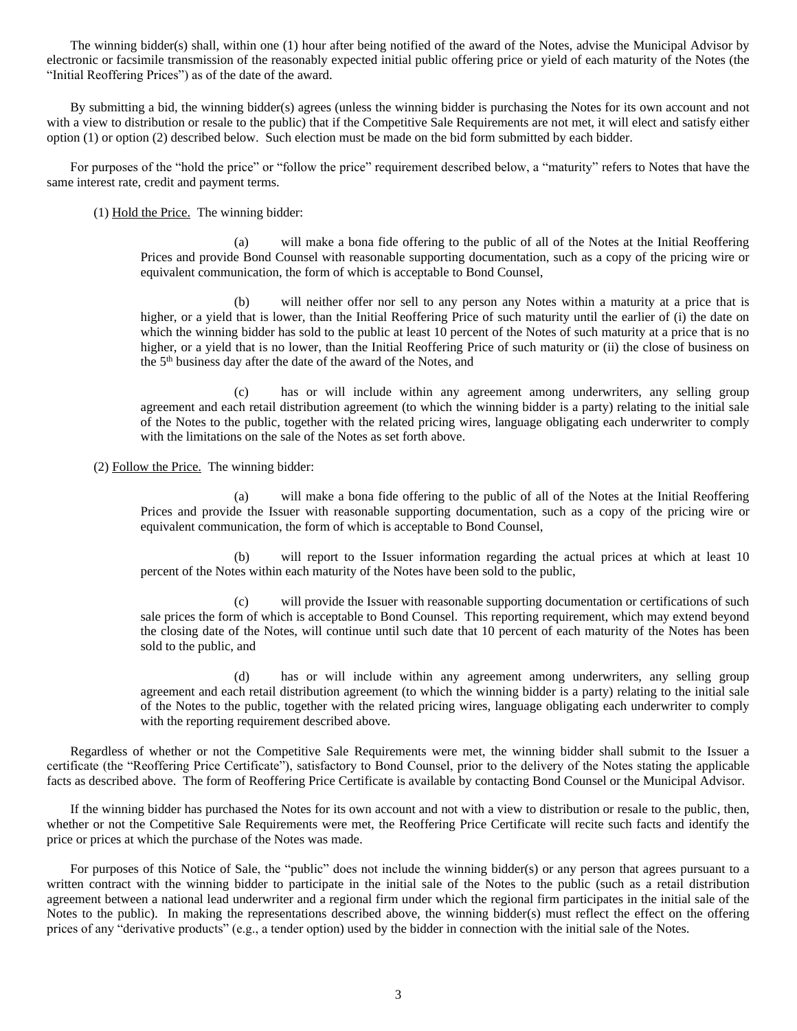The winning bidder(s) shall, within one (1) hour after being notified of the award of the Notes, advise the Municipal Advisor by electronic or facsimile transmission of the reasonably expected initial public offering price or yield of each maturity of the Notes (the "Initial Reoffering Prices") as of the date of the award.

By submitting a bid, the winning bidder(s) agrees (unless the winning bidder is purchasing the Notes for its own account and not with a view to distribution or resale to the public) that if the Competitive Sale Requirements are not met, it will elect and satisfy either option (1) or option (2) described below. Such election must be made on the bid form submitted by each bidder.

For purposes of the "hold the price" or "follow the price" requirement described below, a "maturity" refers to Notes that have the same interest rate, credit and payment terms.

(1) Hold the Price. The winning bidder:

(a) will make a bona fide offering to the public of all of the Notes at the Initial Reoffering Prices and provide Bond Counsel with reasonable supporting documentation, such as a copy of the pricing wire or equivalent communication, the form of which is acceptable to Bond Counsel,

(b) will neither offer nor sell to any person any Notes within a maturity at a price that is higher, or a yield that is lower, than the Initial Reoffering Price of such maturity until the earlier of (i) the date on which the winning bidder has sold to the public at least 10 percent of the Notes of such maturity at a price that is no higher, or a yield that is no lower, than the Initial Reoffering Price of such maturity or (ii) the close of business on the 5th business day after the date of the award of the Notes, and

(c) has or will include within any agreement among underwriters, any selling group agreement and each retail distribution agreement (to which the winning bidder is a party) relating to the initial sale of the Notes to the public, together with the related pricing wires, language obligating each underwriter to comply with the limitations on the sale of the Notes as set forth above.

(2) Follow the Price. The winning bidder:

(a) will make a bona fide offering to the public of all of the Notes at the Initial Reoffering Prices and provide the Issuer with reasonable supporting documentation, such as a copy of the pricing wire or equivalent communication, the form of which is acceptable to Bond Counsel,

(b) will report to the Issuer information regarding the actual prices at which at least 10 percent of the Notes within each maturity of the Notes have been sold to the public,

(c) will provide the Issuer with reasonable supporting documentation or certifications of such sale prices the form of which is acceptable to Bond Counsel. This reporting requirement, which may extend beyond the closing date of the Notes, will continue until such date that 10 percent of each maturity of the Notes has been sold to the public, and

(d) has or will include within any agreement among underwriters, any selling group agreement and each retail distribution agreement (to which the winning bidder is a party) relating to the initial sale of the Notes to the public, together with the related pricing wires, language obligating each underwriter to comply with the reporting requirement described above.

Regardless of whether or not the Competitive Sale Requirements were met, the winning bidder shall submit to the Issuer a certificate (the "Reoffering Price Certificate"), satisfactory to Bond Counsel, prior to the delivery of the Notes stating the applicable facts as described above. The form of Reoffering Price Certificate is available by contacting Bond Counsel or the Municipal Advisor.

If the winning bidder has purchased the Notes for its own account and not with a view to distribution or resale to the public, then, whether or not the Competitive Sale Requirements were met, the Reoffering Price Certificate will recite such facts and identify the price or prices at which the purchase of the Notes was made.

For purposes of this Notice of Sale, the "public" does not include the winning bidder(s) or any person that agrees pursuant to a written contract with the winning bidder to participate in the initial sale of the Notes to the public (such as a retail distribution agreement between a national lead underwriter and a regional firm under which the regional firm participates in the initial sale of the Notes to the public). In making the representations described above, the winning bidder(s) must reflect the effect on the offering prices of any "derivative products" (e.g., a tender option) used by the bidder in connection with the initial sale of the Notes.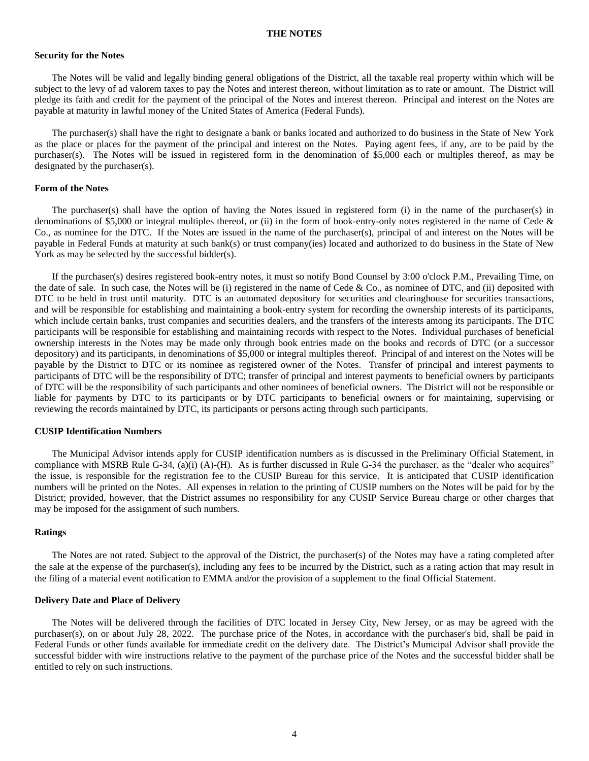# THE NOTES

### Security for the Notes

The Notes will be valid and legally binding general obligations of the District, all the taxable real property within which will be subject to the levy of ad valorem taxes to pay the Notes and interest thereon, without limitation as to rate or amount. The District will pledge its faith and credit for the payment of the principal of the Notes and interest thereon. Principal and interest on the Notes are payable at maturity in lawful money of the United States of America (Federal Funds).

The purchaser(s) shall have the right to designate a bank or banks located and authorized to do business in the State of New York as the place or places for the payment of the principal and interest on the Notes. Paying agent fees, if any, are to be paid by the purchaser(s). The Notes will be issued in registered form in the denomination of $5,000 each or multiples thereof, as may be designated by the purchaser(s).

### Form of the Notes

The purchaser(s) shall have the option of having the Notes issued in registered form (i) in the name of the purchaser(s) in denominations of $5,000 or integral multiples thereof, or (ii) in the form of book-entry-only notes registered in the name of Cede & Co., as nominee for the DTC. If the Notes are issued in the name of the purchaser(s), principal of and interest on the Notes will be payable in Federal Funds at maturity at such bank(s) or trust company(ies) located and authorized to do business in the State of New York as may be selected by the successful bidder(s).

If the purchaser(s) desires registered book-entry notes, it must so notify Bond Counsel by 3:00 o'clock P.M., Prevailing Time, on the date of sale. In such case, the Notes will be (i) registered in the name of Cede & Co., as nominee of DTC, and (ii) deposited with DTC to be held in trust until maturity. DTC is an automated depository for securities and clearinghouse for securities transactions, and will be responsible for establishing and maintaining a book-entry system for recording the ownership interests of its participants, which include certain banks, trust companies and securities dealers, and the transfers of the interests among its participants. The DTC participants will be responsible for establishing and maintaining records with respect to the Notes. Individual purchases of beneficial ownership interests in the Notes may be made only through book entries made on the books and records of DTC (or a successor depository) and its participants, in denominations of $5,000 or integral multiples thereof. Principal of and interest on the Notes will be payable by the District to DTC or its nominee as registered owner of the Notes. Transfer of principal and interest payments to participants of DTC will be the responsibility of DTC; transfer of principal and interest payments to beneficial owners by participants of DTC will be the responsibility of such participants and other nominees of beneficial owners. The District will not be responsible or liable for payments by DTC to its participants or by DTC participants to beneficial owners or for maintaining, supervising or reviewing the records maintained by DTC, its participants or persons acting through such participants.

### CUSIP Identification Numbers

The Municipal Advisor intends apply for CUSIP identification numbers as is discussed in the Preliminary Official Statement, in compliance with MSRB Rule G-34, (a)(i) (A)-(H). As is further discussed in Rule G-34 the purchaser, as the "dealer who acquires" the issue, is responsible for the registration fee to the CUSIP Bureau for this service. It is anticipated that CUSIP identification numbers will be printed on the Notes. All expenses in relation to the printing of CUSIP numbers on the Notes will be paid for by the District; provided, however, that the District assumes no responsibility for any CUSIP Service Bureau charge or other charges that may be imposed for the assignment of such numbers.

### Ratings

The Notes are not rated. Subject to the approval of the District, the purchaser(s) of the Notes may have a rating completed after the sale at the expense of the purchaser(s), including any fees to be incurred by the District, such as a rating action that may result in the filing of a material event notification to EMMA and/or the provision of a supplement to the final Official Statement.

### Delivery Date and Place of Delivery

The Notes will be delivered through the facilities of DTC located in Jersey City, New Jersey, or as may be agreed with the purchaser(s), on or about July 28, 2022. The purchase price of the Notes, in accordance with the purchaser's bid, shall be paid in Federal Funds or other funds available for immediate credit on the delivery date. The District's Municipal Advisor shall provide the successful bidder with wire instructions relative to the payment of the purchase price of the Notes and the successful bidder shall be entitled to rely on such instructions.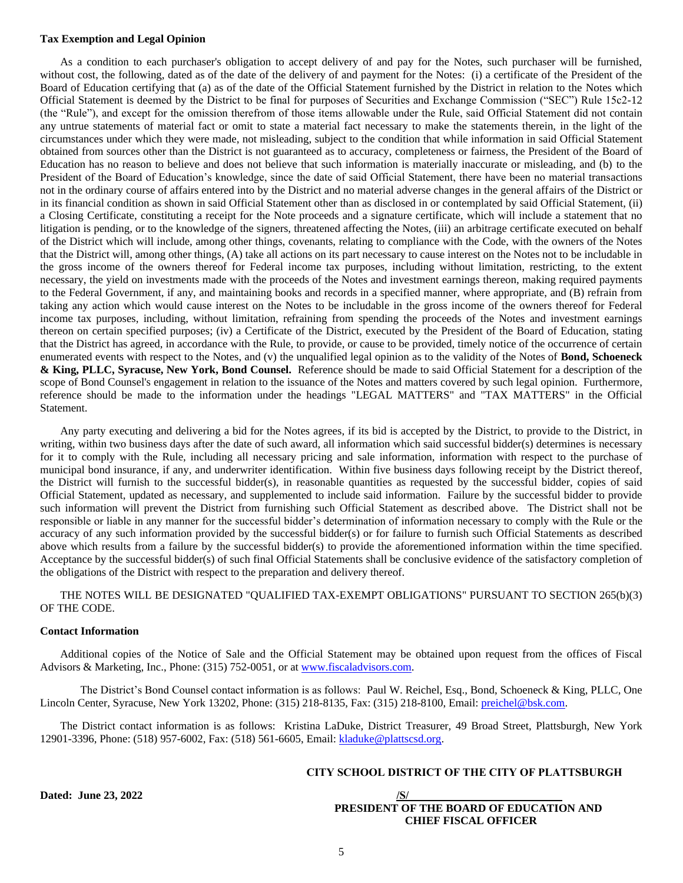**Tax Exemption and Legal Opinion**

As a condition to each purchaser's obligation to accept delivery of and pay for the Notes, such purchaser will be furnished, without cost, the following, dated as of the date of the delivery of and payment for the Notes: (i) a certificate of the President of the Board of Education certifying that (a) as of the date of the Official Statement furnished by the District in relation to the Notes which Official Statement is deemed by the District to be final for purposes of Securities and Exchange Commission ("SEC") Rule 15c2-12 (the "Rule"), and except for the omission therefrom of those items allowable under the Rule, said Official Statement did not contain any untrue statements of material fact or omit to state a material fact necessary to make the statements therein, in the light of the circumstances under which they were made, not misleading, subject to the condition that while information in said Official Statement obtained from sources other than the District is not guaranteed as to accuracy, completeness or fairness, the President of the Board of Education has no reason to believe and does not believe that such information is materially inaccurate or misleading, and (b) to the President of the Board of Education's knowledge, since the date of said Official Statement, there have been no material transactions not in the ordinary course of affairs entered into by the District and no material adverse changes in the general affairs of the District or in its financial condition as shown in said Official Statement other than as disclosed in or contemplated by said Official Statement, (ii) a Closing Certificate, constituting a receipt for the Note proceeds and a signature certificate, which will include a statement that no litigation is pending, or to the knowledge of the signers, threatened affecting the Notes, (iii) an arbitrage certificate executed on behalf of the District which will include, among other things, covenants, relating to compliance with the Code, with the owners of the Notes that the District will, among other things, (A) take all actions on its part necessary to cause interest on the Notes not to be includable in the gross income of the owners thereof for Federal income tax purposes, including without limitation, restricting, to the extent necessary, the yield on investments made with the proceeds of the Notes and investment earnings thereon, making required payments to the Federal Government, if any, and maintaining books and records in a specified manner, where appropriate, and (B) refrain from taking any action which would cause interest on the Notes to be includable in the gross income of the owners thereof for Federal income tax purposes, including, without limitation, refraining from spending the proceeds of the Notes and investment earnings thereon on certain specified purposes; (iv) a Certificate of the District, executed by the President of the Board of Education, stating that the District has agreed, in accordance with the Rule, to provide, or cause to be provided, timely notice of the occurrence of certain enumerated events with respect to the Notes, and (v) the unqualified legal opinion as to the validity of the Notes of **Bond, Schoeneck & King, PLLC, Syracuse, New York, Bond Counsel.** Reference should be made to said Official Statement for a description of the scope of Bond Counsel's engagement in relation to the issuance of the Notes and matters covered by such legal opinion. Furthermore, reference should be made to the information under the headings "LEGAL MATTERS" and "TAX MATTERS" in the Official Statement.

Any party executing and delivering a bid for the Notes agrees, if its bid is accepted by the District, to provide to the District, in writing, within two business days after the date of such award, all information which said successful bidder(s) determines is necessary for it to comply with the Rule, including all necessary pricing and sale information, information with respect to the purchase of municipal bond insurance, if any, and underwriter identification. Within five business days following receipt by the District thereof, the District will furnish to the successful bidder(s), in reasonable quantities as requested by the successful bidder, copies of said Official Statement, updated as necessary, and supplemented to include said information. Failure by the successful bidder to provide such information will prevent the District from furnishing such Official Statement as described above. The District shall not be responsible or liable in any manner for the successful bidder's determination of information necessary to comply with the Rule or the accuracy of any such information provided by the successful bidder(s) or for failure to furnish such Official Statements as described above which results from a failure by the successful bidder(s) to provide the aforementioned information within the time specified. Acceptance by the successful bidder(s) of such final Official Statements shall be conclusive evidence of the satisfactory completion of the obligations of the District with respect to the preparation and delivery thereof.

THE NOTES WILL BE DESIGNATED "QUALIFIED TAX-EXEMPT OBLIGATIONS" PURSUANT TO SECTION 265(b)(3) OF THE CODE.

**Contact Information**

Additional copies of the Notice of Sale and the Official Statement may be obtained upon request from the offices of Fiscal Advisors & Marketing, Inc., Phone: (315) 752-0051, or at www.fiscaladvisors.com.

The District's Bond Counsel contact information is as follows: Paul W. Reichel, Esq., Bond, Schoeneck & King, PLLC, One Lincoln Center, Syracuse, New York 13202, Phone: (315) 218-8135, Fax: (315) 218-8100, Email: preichel@bsk.com.

The District contact information is as follows: Kristina LaDuke, District Treasurer, 49 Broad Street, Plattsburgh, New York 12901-3396, Phone: (518) 957-6002, Fax: (518) 561-6605, Email: kladuke@plattscsd.org.

**CITY SCHOOL DISTRICT OF THE CITY OF PLATTSBURGH**

**Dated: June 23, 2022**

**/S/**

**PRESIDENT OF THE BOARD OF EDUCATION AND CHIEF FISCAL OFFICER**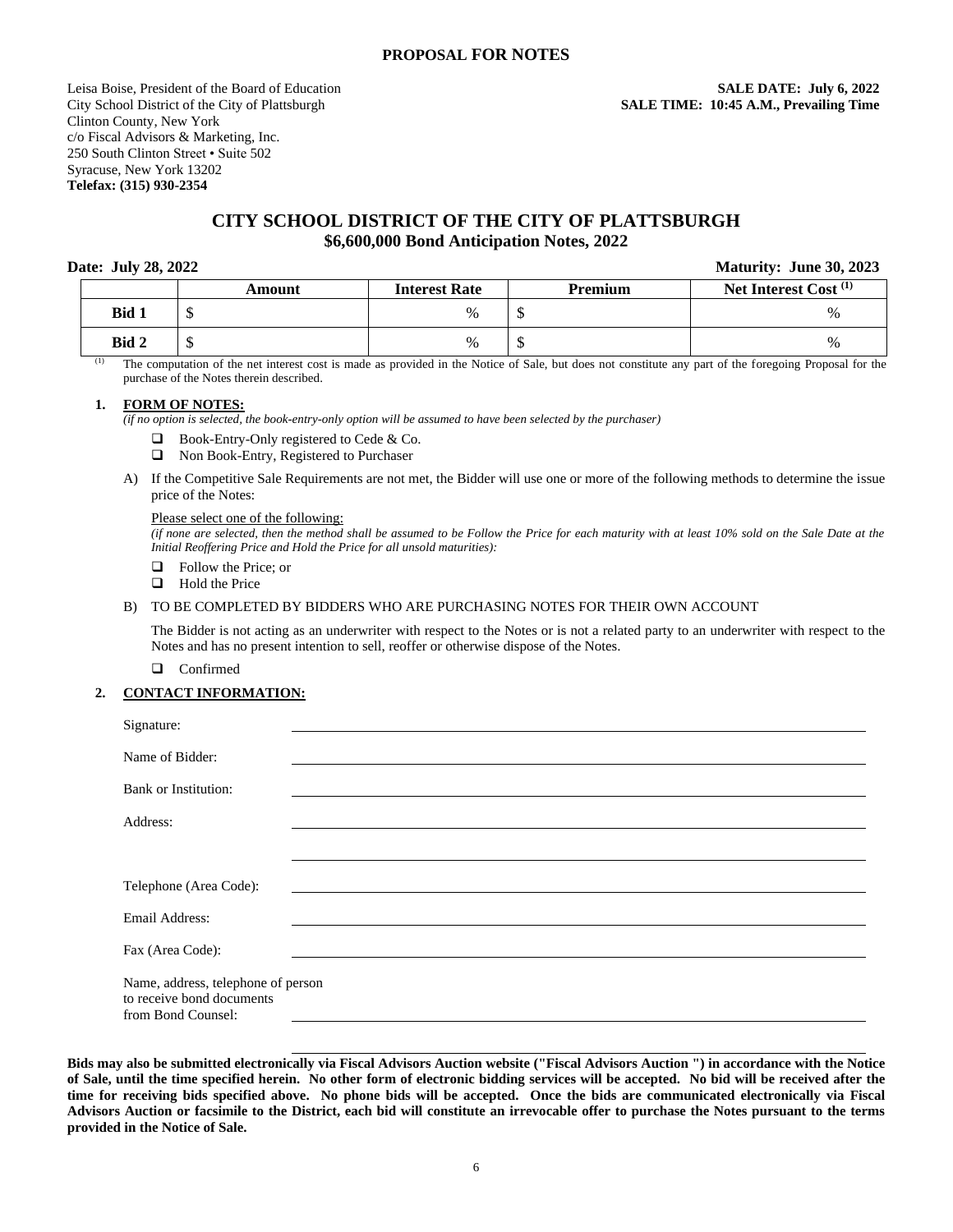# PROPOSAL FOR NOTES

Leisa Boise, President of the Board of Education
City School District of the City of Plattsburgh
Clinton County, New York
c/o Fiscal Advisors & Marketing, Inc.
250 South Clinton Street • Suite 502
Syracuse, New York 13202
**Telefax: (315) 930-2354**

**SALE DATE: July 6, 2022**
**SALE TIME: 10:45 A.M., Prevailing Time**

## CITY SCHOOL DISTRICT OF THE CITY OF PLATTSBURGH
### $6,600,000 Bond Anticipation Notes, 2022

**Date: July 28, 2022** **Maturity: June 30, 2023**

| | Amount | Interest Rate | Premium | Net Interest Cost [(1)] |
|---|---|---|---|---|
| **Bid 1** | $ | % | $ | % |
| **Bid 2** | $ | % | $ | % |

(1) The computation of the net interest cost is made as provided in the Notice of Sale, but does not constitute any part of the foregoing Proposal for the purchase of the Notes therein described.

**1. FORM OF NOTES:**
*(if no option is selected, the book-entry-only option will be assumed to have been selected by the purchaser)*

- ❑ Book-Entry-Only registered to Cede & Co.
- ❑ Non Book-Entry, Registered to Purchaser

A) If the Competitive Sale Requirements are not met, the Bidder will use one or more of the following methods to determine the issue price of the Notes:

Please select one of the following:
*(if none are selected, then the method shall be assumed to be Follow the Price for each maturity with at least 10% sold on the Sale Date at the Initial Reoffering Price and Hold the Price for all unsold maturities):*

- ❑ Follow the Price; or
- ❑ Hold the Price

B) TO BE COMPLETED BY BIDDERS WHO ARE PURCHASING NOTES FOR THEIR OWN ACCOUNT

The Bidder is not acting as an underwriter with respect to the Notes or is not a related party to an underwriter with respect to the Notes and has no present intention to sell, reoffer or otherwise dispose of the Notes.

- ❑ Confirmed

**2. CONTACT INFORMATION:**

Signature: \_\_\_\_\_\_\_\_\_\_\_\_\_\_\_\_\_\_\_\_

Name of Bidder: \_\_\_\_\_\_\_\_\_\_\_\_\_\_\_\_\_\_\_\_

Bank or Institution: \_\_\_\_\_\_\_\_\_\_\_\_\_\_\_\_\_\_\_\_

Address: \_\_\_\_\_\_\_\_\_\_\_\_\_\_\_\_\_\_\_\_

Telephone (Area Code): \_\_\_\_\_\_\_\_\_\_\_\_\_\_\_\_\_\_\_\_

Email Address: \_\_\_\_\_\_\_\_\_\_\_\_\_\_\_\_\_\_\_\_

Fax (Area Code): \_\_\_\_\_\_\_\_\_\_\_\_\_\_\_\_\_\_\_\_

Name, address, telephone of person to receive bond documents from Bond Counsel: \_\_\_\_\_\_\_\_\_\_\_\_\_\_\_\_\_\_\_\_

**Bids may also be submitted electronically via Fiscal Advisors Auction website ("Fiscal Advisors Auction ") in accordance with the Notice of Sale, until the time specified herein. No other form of electronic bidding services will be accepted. No bid will be received after the time for receiving bids specified above. No phone bids will be accepted. Once the bids are communicated electronically via Fiscal Advisors Auction or facsimile to the District, each bid will constitute an irrevocable offer to purchase the Notes pursuant to the terms provided in the Notice of Sale.**